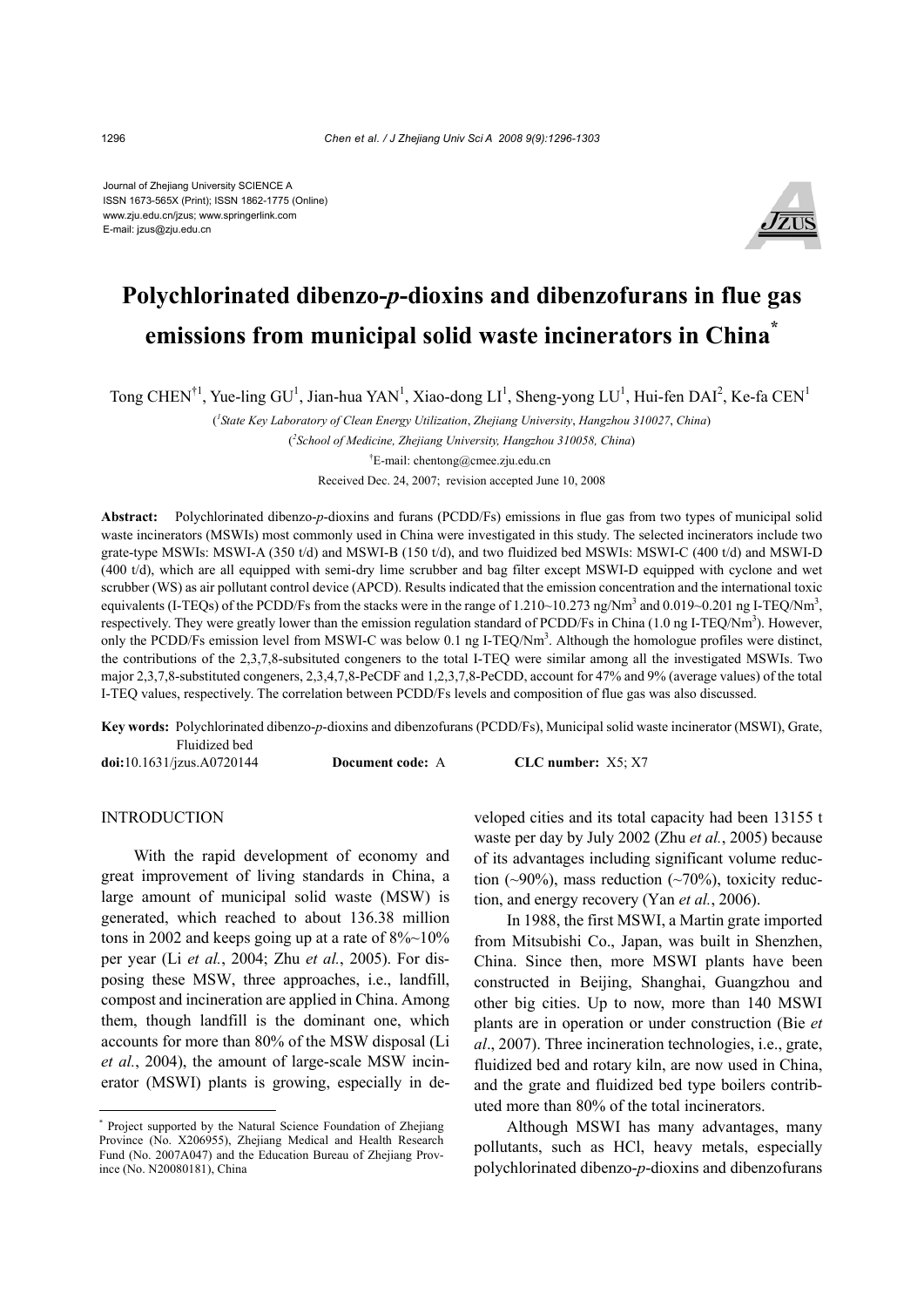Journal of Zhejiang University SCIENCE A
ISSN 1673-565X (Print); ISSN 1862-1775 (Online)
www.zju.edu.cn/jzus; www.springerlink.com
E-mail: jzus@zju.edu.cn

# Polychlorinated dibenzo-*p*-dioxins and dibenzofurans in flue gas emissions from municipal solid waste incinerators in China*

Tong CHEN[†1], Yue-ling GU[1], Jian-hua YAN[1], Xiao-dong LI[1], Sheng-yong LU[1], Hui-fen DAI[2], Ke-fa CEN[1]

([1]*State Key Laboratory of Clean Energy Utilization*, *Zhejiang University*, *Hangzhou 310027*, *China*)

([2]*School of Medicine, Zhejiang University, Hangzhou 310058, China*)

[†]E-mail: chentong@cmee.zju.edu.cn

Received Dec. 24, 2007; revision accepted June 10, 2008

**Abstract:** Polychlorinated dibenzo-*p*-dioxins and furans (PCDD/Fs) emissions in flue gas from two types of municipal solid waste incinerators (MSWIs) most commonly used in China were investigated in this study. The selected incinerators include two grate-type MSWIs: MSWI-A (350 t/d) and MSWI-B (150 t/d), and two fluidized bed MSWIs: MSWI-C (400 t/d) and MSWI-D (400 t/d), which are all equipped with semi-dry lime scrubber and bag filter except MSWI-D equipped with cyclone and wet scrubber (WS) as air pollutant control device (APCD). Results indicated that the emission concentration and the international toxic equivalents (I-TEQs) of the PCDD/Fs from the stacks were in the range of 1.210~10.273 ng/Nm$^3$ and 0.019~0.201 ng I-TEQ/Nm$^3$, respectively. They were greatly lower than the emission regulation standard of PCDD/Fs in China (1.0 ng I-TEQ/Nm$^3$). However, only the PCDD/Fs emission level from MSWI-C was below 0.1 ng I-TEQ/Nm$^3$. Although the homologue profiles were distinct, the contributions of the 2,3,7,8-subsituted congeners to the total I-TEQ were similar among all the investigated MSWIs. Two major 2,3,7,8-substituted congeners, 2,3,4,7,8-PeCDF and 1,2,3,7,8-PeCDD, account for 47% and 9% (average values) of the total I-TEQ values, respectively. The correlation between PCDD/Fs levels and composition of flue gas was also discussed.

**Key words:** Polychlorinated dibenzo-*p*-dioxins and dibenzofurans (PCDD/Fs), Municipal solid waste incinerator (MSWI), Grate, Fluidized bed

**doi:**10.1631/jzus.A0720144 **Document code:** A **CLC number:** X5; X7

## INTRODUCTION

With the rapid development of economy and great improvement of living standards in China, a large amount of municipal solid waste (MSW) is generated, which reached to about 136.38 million tons in 2002 and keeps going up at a rate of 8%~10% per year (Li *et al.*, 2004; Zhu *et al.*, 2005). For disposing these MSW, three approaches, i.e., landfill, compost and incineration are applied in China. Among them, though landfill is the dominant one, which accounts for more than 80% of the MSW disposal (Li *et al.*, 2004), the amount of large-scale MSW incinerator (MSWI) plants is growing, especially in developed cities and its total capacity had been 13155 t waste per day by July 2002 (Zhu *et al.*, 2005) because of its advantages including significant volume reduction (~90%), mass reduction (~70%), toxicity reduction, and energy recovery (Yan *et al.*, 2006).

In 1988, the first MSWI, a Martin grate imported from Mitsubishi Co., Japan, was built in Shenzhen, China. Since then, more MSWI plants have been constructed in Beijing, Shanghai, Guangzhou and other big cities. Up to now, more than 140 MSWI plants are in operation or under construction (Bie *et al*., 2007). Three incineration technologies, i.e., grate, fluidized bed and rotary kiln, are now used in China, and the grate and fluidized bed type boilers contributed more than 80% of the total incinerators.

Although MSWI has many advantages, many pollutants, such as HCl, heavy metals, especially polychlorinated dibenzo-*p*-dioxins and dibenzofurans

---

* Project supported by the Natural Science Foundation of Zhejiang Province (No. X206955), Zhejiang Medical and Health Research Fund (No. 2007A047) and the Education Bureau of Zhejiang Province (No. N20080181), China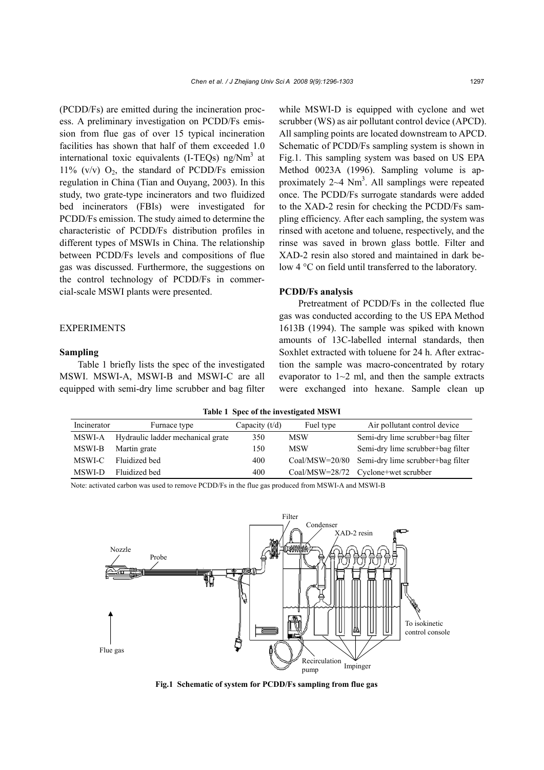(PCDD/Fs) are emitted during the incineration process. A preliminary investigation on PCDD/Fs emission from flue gas of over 15 typical incineration facilities has shown that half of them exceeded 1.0 international toxic equivalents (I-TEQs) ng/Nm$^3$ at 11% (v/v) $O_2$, the standard of PCDD/Fs emission regulation in China (Tian and Ouyang, 2003). In this study, two grate-type incinerators and two fluidized bed incinerators (FBIs) were investigated for PCDD/Fs emission. The study aimed to determine the characteristic of PCDD/Fs distribution profiles in different types of MSWIs in China. The relationship between PCDD/Fs levels and compositions of flue gas was discussed. Furthermore, the suggestions on the control technology of PCDD/Fs in commercial-scale MSWI plants were presented.

## EXPERIMENTS

### Sampling

Table 1 briefly lists the spec of the investigated MSWI. MSWI-A, MSWI-B and MSWI-C are all equipped with semi-dry lime scrubber and bag filter while MSWI-D is equipped with cyclone and wet scrubber (WS) as air pollutant control device (APCD). All sampling points are located downstream to APCD. Schematic of PCDD/Fs sampling system is shown in Fig.1. This sampling system was based on US EPA Method 0023A (1996). Sampling volume is approximately 2~4 Nm$^3$. All samplings were repeated once. The PCDD/Fs surrogate standards were added to the XAD-2 resin for checking the PCDD/Fs sampling efficiency. After each sampling, the system was rinsed with acetone and toluene, respectively, and the rinse was saved in brown glass bottle. Filter and XAD-2 resin also stored and maintained in dark below 4 °C on field until transferred to the laboratory.

### PCDD/Fs analysis

Pretreatment of PCDD/Fs in the collected flue gas was conducted according to the US EPA Method 1613B (1994). The sample was spiked with known amounts of 13C-labelled internal standards, then Soxhlet extracted with toluene for 24 h. After extraction the sample was macro-concentrated by rotary evaporator to 1~2 ml, and then the sample extracts were exchanged into hexane. Sample clean up

**Table 1 Spec of the investigated MSWI**

| Incinerator | Furnace type | Capacity (t/d) | Fuel type | Air pollutant control device |
|---|---|---|---|---|
| MSWI-A | Hydraulic ladder mechanical grate | 350 | MSW | Semi-dry lime scrubber+bag filter |
| MSWI-B | Martin grate | 150 | MSW | Semi-dry lime scrubber+bag filter |
| MSWI-C | Fluidized bed | 400 | Coal/MSW=20/80 | Semi-dry lime scrubber+bag filter |
| MSWI-D | Fluidized bed | 400 | Coal/MSW=28/72 | Cyclone+wet scrubber |

Note: activated carbon was used to remove PCDD/Fs in the flue gas produced from MSWI-A and MSWI-B

**Fig.1 Schematic of system for PCDD/Fs sampling from flue gas**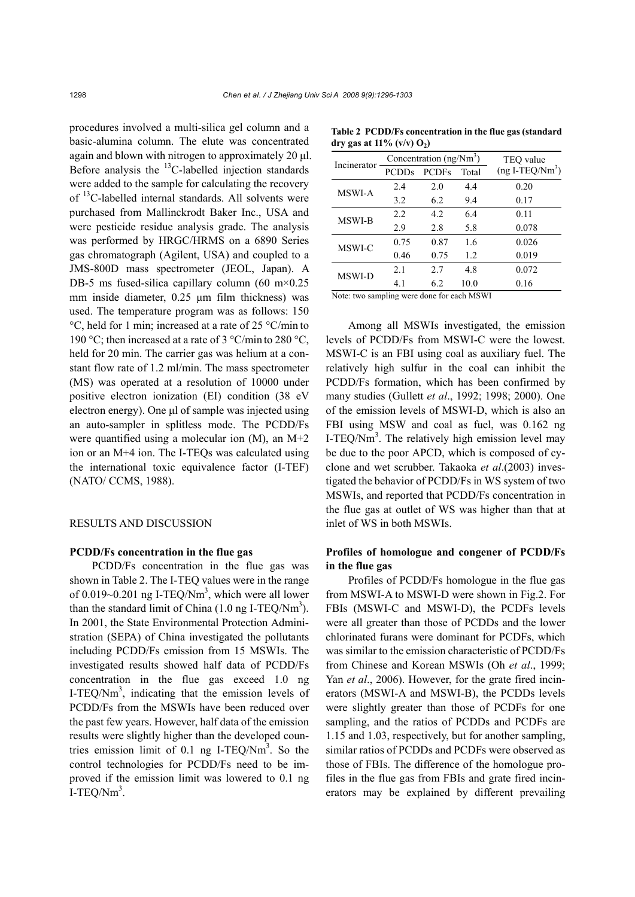procedures involved a multi-silica gel column and a basic-alumina column. The elute was concentrated again and blown with nitrogen to approximately 20 μl. Before analysis the $^{13}C$-labelled injection standards were added to the sample for calculating the recovery of $^{13}C$-labelled internal standards. All solvents were purchased from Mallinckrodt Baker Inc., USA and were pesticide residue analysis grade. The analysis was performed by HRGC/HRMS on a 6890 Series gas chromatograph (Agilent, USA) and coupled to a JMS-800D mass spectrometer (JEOL, Japan). A DB-5 ms fused-silica capillary column (60 m×0.25 mm inside diameter, 0.25 μm film thickness) was used. The temperature program was as follows: 150 °C, held for 1 min; increased at a rate of 25 °C/min to 190 °C; then increased at a rate of 3 °C/min to 280 °C, held for 20 min. The carrier gas was helium at a constant flow rate of 1.2 ml/min. The mass spectrometer (MS) was operated at a resolution of 10000 under positive electron ionization (EI) condition (38 eV electron energy). One μl of sample was injected using an auto-sampler in splitless mode. The PCDD/Fs were quantified using a molecular ion (M), an M+2 ion or an M+4 ion. The I-TEQs was calculated using the international toxic equivalence factor (I-TEF) (NATO/ CCMS, 1988).

## RESULTS AND DISCUSSION

### PCDD/Fs concentration in the flue gas

PCDD/Fs concentration in the flue gas was shown in Table 2. The I-TEQ values were in the range of 0.019~0.201 ng I-TEQ/Nm$^3$, which were all lower than the standard limit of China (1.0 ng I-TEQ/Nm$^3$). In 2001, the State Environmental Protection Administration (SEPA) of China investigated the pollutants including PCDD/Fs emission from 15 MSWIs. The investigated results showed half data of PCDD/Fs concentration in the flue gas exceed 1.0 ng I-TEQ/Nm$^3$, indicating that the emission levels of PCDD/Fs from the MSWIs have been reduced over the past few years. However, half data of the emission results were slightly higher than the developed countries emission limit of 0.1 ng I-TEQ/Nm$^3$. So the control technologies for PCDD/Fs need to be improved if the emission limit was lowered to 0.1 ng I-TEQ/Nm$^3$.

**Table 2 PCDD/Fs concentration in the flue gas (standard dry gas at 11% (v/v) $O_2$)**

| Incinerator | Concentration (ng/Nm$^3$) | | | TEQ value (ng I-TEQ/Nm$^3$) |
|---|---|---|---|---|
| | PCDDs | PCDFs | Total | |
| MSWI-A | 2.4 | 2.0 | 4.4 | 0.20 |
| | 3.2 | 6.2 | 9.4 | 0.17 |
| MSWI-B | 2.2 | 4.2 | 6.4 | 0.11 |
| | 2.9 | 2.8 | 5.8 | 0.078 |
| MSWI-C | 0.75 | 0.87 | 1.6 | 0.026 |
| | 0.46 | 0.75 | 1.2 | 0.019 |
| MSWI-D | 2.1 | 2.7 | 4.8 | 0.072 |
| | 4.1 | 6.2 | 10.0 | 0.16 |

Note: two sampling were done for each MSWI

Among all MSWIs investigated, the emission levels of PCDD/Fs from MSWI-C were the lowest. MSWI-C is an FBI using coal as auxiliary fuel. The relatively high sulfur in the coal can inhibit the PCDD/Fs formation, which has been confirmed by many studies (Gullett *et al*., 1992; 1998; 2000). One of the emission levels of MSWI-D, which is also an FBI using MSW and coal as fuel, was 0.162 ng I-TEQ/Nm$^3$. The relatively high emission level may be due to the poor APCD, which is composed of cyclone and wet scrubber. Takaoka *et al*.(2003) investigated the behavior of PCDD/Fs in WS system of two MSWIs, and reported that PCDD/Fs concentration in the flue gas at outlet of WS was higher than that at inlet of WS in both MSWIs.

### Profiles of homologue and congener of PCDD/Fs in the flue gas

Profiles of PCDD/Fs homologue in the flue gas from MSWI-A to MSWI-D were shown in Fig.2. For FBIs (MSWI-C and MSWI-D), the PCDFs levels were all greater than those of PCDDs and the lower chlorinated furans were dominant for PCDFs, which was similar to the emission characteristic of PCDD/Fs from Chinese and Korean MSWIs (Oh *et al*., 1999; Yan *et al*., 2006). However, for the grate fired incinerators (MSWI-A and MSWI-B), the PCDDs levels were slightly greater than those of PCDFs for one sampling, and the ratios of PCDDs and PCDFs are 1.15 and 1.03, respectively, but for another sampling, similar ratios of PCDDs and PCDFs were observed as those of FBIs. The difference of the homologue profiles in the flue gas from FBIs and grate fired incinerators may be explained by different prevailing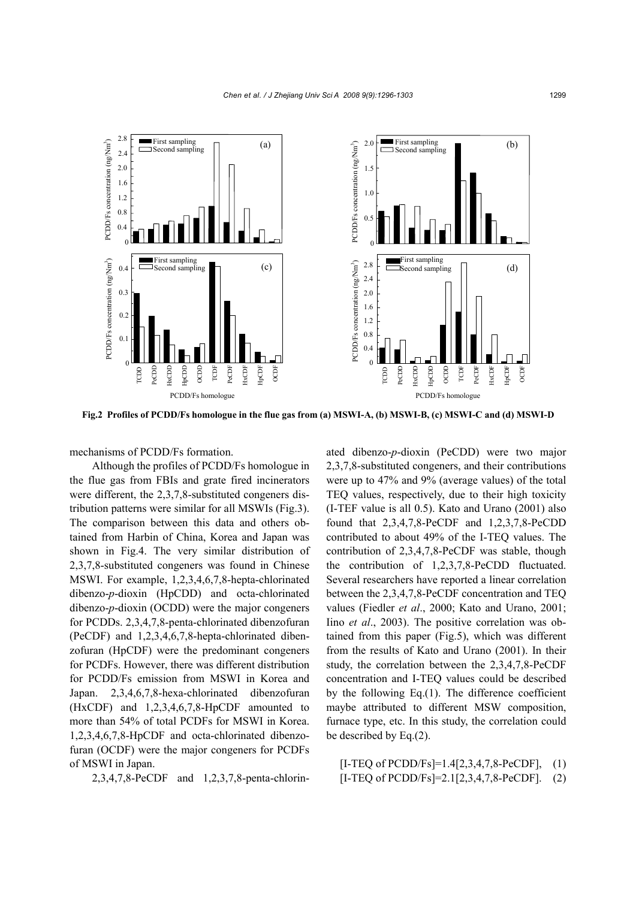**Fig.2 Profiles of PCDD/Fs homologue in the flue gas from (a) MSWI-A, (b) MSWI-B, (c) MSWI-C and (d) MSWI-D**

mechanisms of PCDD/Fs formation.

Although the profiles of PCDD/Fs homologue in the flue gas from FBIs and grate fired incinerators were different, the 2,3,7,8-substituted congeners distribution patterns were similar for all MSWIs (Fig.3). The comparison between this data and others obtained from Harbin of China, Korea and Japan was shown in Fig.4. The very similar distribution of 2,3,7,8-substituted congeners was found in Chinese MSWI. For example, 1,2,3,4,6,7,8-hepta-chlorinated dibenzo-*p*-dioxin (HpCDD) and octa-chlorinated dibenzo-*p*-dioxin (OCDD) were the major congeners for PCDDs. 2,3,4,7,8-penta-chlorinated dibenzofuran (PeCDF) and 1,2,3,4,6,7,8-hepta-chlorinated dibenzofuran (HpCDF) were the predominant congeners for PCDFs. However, there was different distribution for PCDD/Fs emission from MSWI in Korea and Japan. 2,3,4,6,7,8-hexa-chlorinated dibenzofuran (HxCDF) and 1,2,3,4,6,7,8-HpCDF amounted to more than 54% of total PCDFs for MSWI in Korea. 1,2,3,4,6,7,8-HpCDF and octa-chlorinated dibenzofuran (OCDF) were the major congeners for PCDFs of MSWI in Japan.

2,3,4,7,8-PeCDF and 1,2,3,7,8-penta-chlorinated dibenzo-*p*-dioxin (PeCDD) were two major 2,3,7,8-substituted congeners, and their contributions were up to 47% and 9% (average values) of the total TEQ values, respectively, due to their high toxicity (I-TEF value is all 0.5). Kato and Urano (2001) also found that 2,3,4,7,8-PeCDF and 1,2,3,7,8-PeCDD contributed to about 49% of the I-TEQ values. The contribution of 2,3,4,7,8-PeCDF was stable, though the contribution of 1,2,3,7,8-PeCDD fluctuated. Several researchers have reported a linear correlation between the 2,3,4,7,8-PeCDF concentration and TEQ values (Fiedler *et al*., 2000; Kato and Urano, 2001; Iino *et al*., 2003). The positive correlation was obtained from this paper (Fig.5), which was different from the results of Kato and Urano (2001). In their study, the correlation between the 2,3,4,7,8-PeCDF concentration and I-TEQ values could be described by the following Eq.(1). The difference coefficient maybe attributed to different MSW composition, furnace type, etc. In this study, the correlation could be described by Eq.(2).

$$\text{[I-TEQ of PCDD/Fs]}=1.4\text{[2,3,4,7,8-PeCDF]}, \quad (1)$$

$$\text{[I-TEQ of PCDD/Fs]}=2.1\text{[2,3,4,7,8-PeCDF]}. \quad (2)$$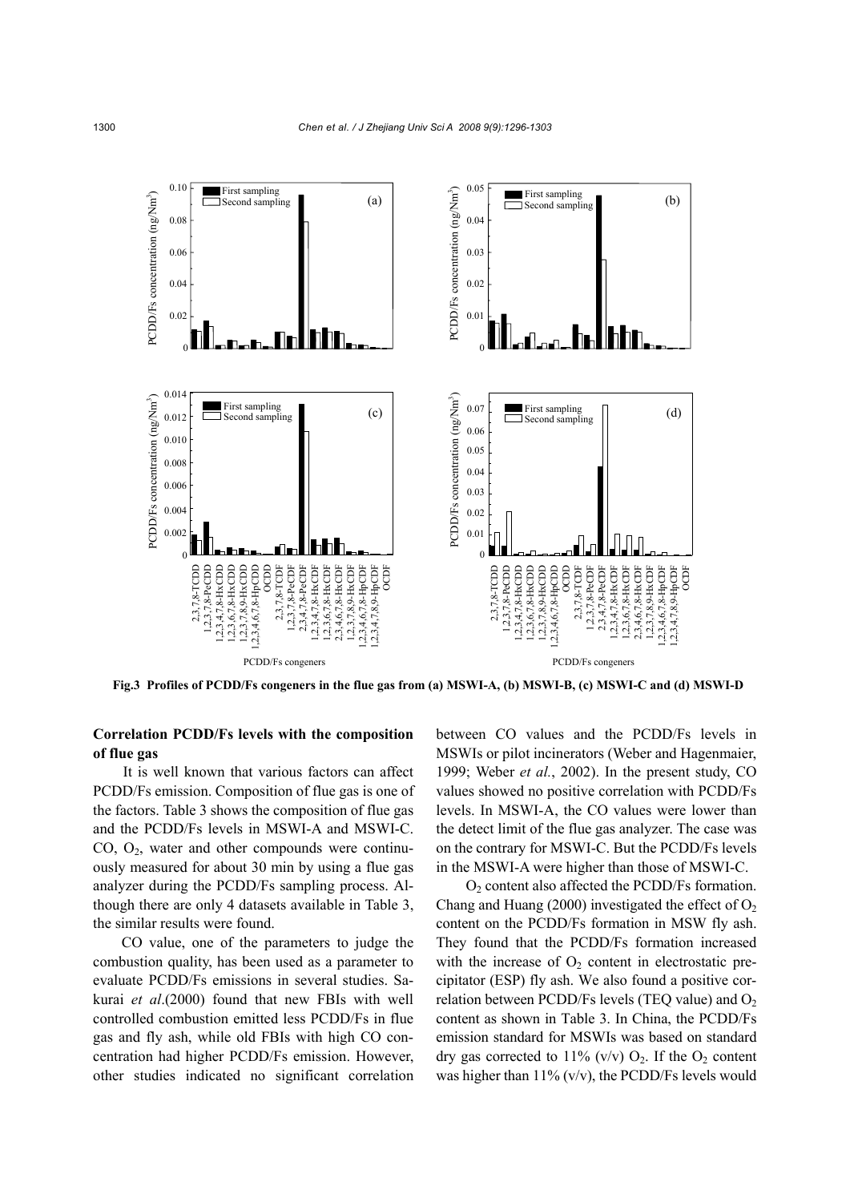Fig.3 Profiles of PCDD/Fs congeners in the flue gas from (a) MSWI-A, (b) MSWI-B, (c) MSWI-C and (d) MSWI-D

**Correlation PCDD/Fs levels with the composition of flue gas**

It is well known that various factors can affect PCDD/Fs emission. Composition of flue gas is one of the factors. Table 3 shows the composition of flue gas and the PCDD/Fs levels in MSWI-A and MSWI-C. CO, $O_2$, water and other compounds were continuously measured for about 30 min by using a flue gas analyzer during the PCDD/Fs sampling process. Although there are only 4 datasets available in Table 3, the similar results were found.

CO value, one of the parameters to judge the combustion quality, has been used as a parameter to evaluate PCDD/Fs emissions in several studies. Sakurai *et al*.(2000) found that new FBIs with well controlled combustion emitted less PCDD/Fs in flue gas and fly ash, while old FBIs with high CO concentration had higher PCDD/Fs emission. However, other studies indicated no significant correlation between CO values and the PCDD/Fs levels in MSWIs or pilot incinerators (Weber and Hagenmaier, 1999; Weber *et al.*, 2002). In the present study, CO values showed no positive correlation with PCDD/Fs levels. In MSWI-A, the CO values were lower than the detect limit of the flue gas analyzer. The case was on the contrary for MSWI-C. But the PCDD/Fs levels in the MSWI-A were higher than those of MSWI-C.

$O_2$ content also affected the PCDD/Fs formation. Chang and Huang (2000) investigated the effect of $O_2$ content on the PCDD/Fs formation in MSW fly ash. They found that the PCDD/Fs formation increased with the increase of $O_2$ content in electrostatic precipitator (ESP) fly ash. We also found a positive correlation between PCDD/Fs levels (TEQ value) and $O_2$ content as shown in Table 3. In China, the PCDD/Fs emission standard for MSWIs was based on standard dry gas corrected to 11% (v/v) $O_2$. If the $O_2$ content was higher than 11% (v/v), the PCDD/Fs levels would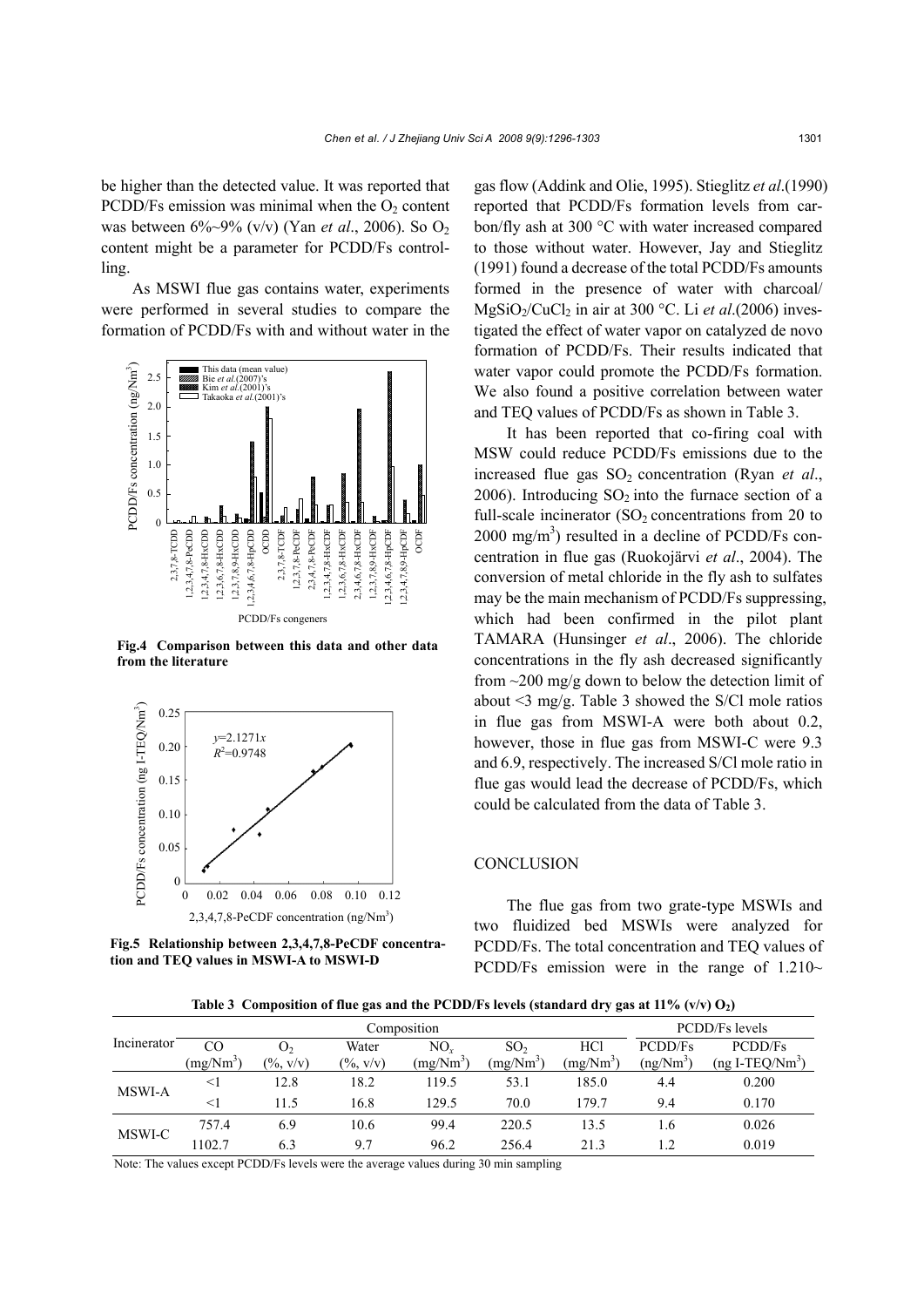be higher than the detected value. It was reported that PCDD/Fs emission was minimal when the $O_2$ content was between 6%~9% (v/v) (Yan *et al*., 2006). So $O_2$ content might be a parameter for PCDD/Fs controlling.

As MSWI flue gas contains water, experiments were performed in several studies to compare the formation of PCDD/Fs with and without water in the gas flow (Addink and Olie, 1995). Stieglitz *et al*.(1990) reported that PCDD/Fs formation levels from carbon/fly ash at 300 °C with water increased compared to those without water. However, Jay and Stieglitz (1991) found a decrease of the total PCDD/Fs amounts formed in the presence of water with charcoal/ $MgSiO_2/CuCl_2$ in air at 300 °C. Li *et al*.(2006) investigated the effect of water vapor on catalyzed de novo formation of PCDD/Fs. Their results indicated that water vapor could promote the PCDD/Fs formation. We also found a positive correlation between water and TEQ values of PCDD/Fs as shown in Table 3.

**Fig.4 Comparison between this data and other data from the literature**

**Fig.5 Relationship between 2,3,4,7,8-PeCDF concentration and TEQ values in MSWI-A to MSWI-D**

It has been reported that co-firing coal with MSW could reduce PCDD/Fs emissions due to the increased flue gas $SO_2$ concentration (Ryan *et al*., 2006). Introducing $SO_2$ into the furnace section of a full-scale incinerator ($SO_2$ concentrations from 20 to 2000 mg/m$^3$) resulted in a decline of PCDD/Fs concentration in flue gas (Ruokojärvi *et al*., 2004). The conversion of metal chloride in the fly ash to sulfates may be the main mechanism of PCDD/Fs suppressing, which had been confirmed in the pilot plant TAMARA (Hunsinger *et al*., 2006). The chloride concentrations in the fly ash decreased significantly from ~200 mg/g down to below the detection limit of about <3 mg/g. Table 3 showed the S/Cl mole ratios in flue gas from MSWI-A were both about 0.2, however, those in flue gas from MSWI-C were 9.3 and 6.9, respectively. The increased S/Cl mole ratio in flue gas would lead the decrease of PCDD/Fs, which could be calculated from the data of Table 3.

## CONCLUSION

The flue gas from two grate-type MSWIs and two fluidized bed MSWIs were analyzed for PCDD/Fs. The total concentration and TEQ values of PCDD/Fs emission were in the range of 1.210~

**Table 3 Composition of flue gas and the PCDD/Fs levels (standard dry gas at 11% (v/v) $O_2$)**

| Incinerator | Composition | | | | | | PCDD/Fs levels | |
|---|---|---|---|---|---|---|---|---|
| | CO (mg/Nm$^3$) | $O_2$ (%, v/v) | Water (%, v/v) | $NO_x$ (mg/Nm$^3$) | $SO_2$ (mg/Nm$^3$) | HCl (mg/Nm$^3$) | PCDD/Fs (ng/Nm$^3$) | PCDD/Fs (ng I-TEQ/Nm$^3$) |
| MSWI-A | <1 | 12.8 | 18.2 | 119.5 | 53.1 | 185.0 | 4.4 | 0.200 |
| | <1 | 11.5 | 16.8 | 129.5 | 70.0 | 179.7 | 9.4 | 0.170 |
| MSWI-C | 757.4 | 6.9 | 10.6 | 99.4 | 220.5 | 13.5 | 1.6 | 0.026 |
| | 1102.7 | 6.3 | 9.7 | 96.2 | 256.4 | 21.3 | 1.2 | 0.019 |

Note: The values except PCDD/Fs levels were the average values during 30 min sampling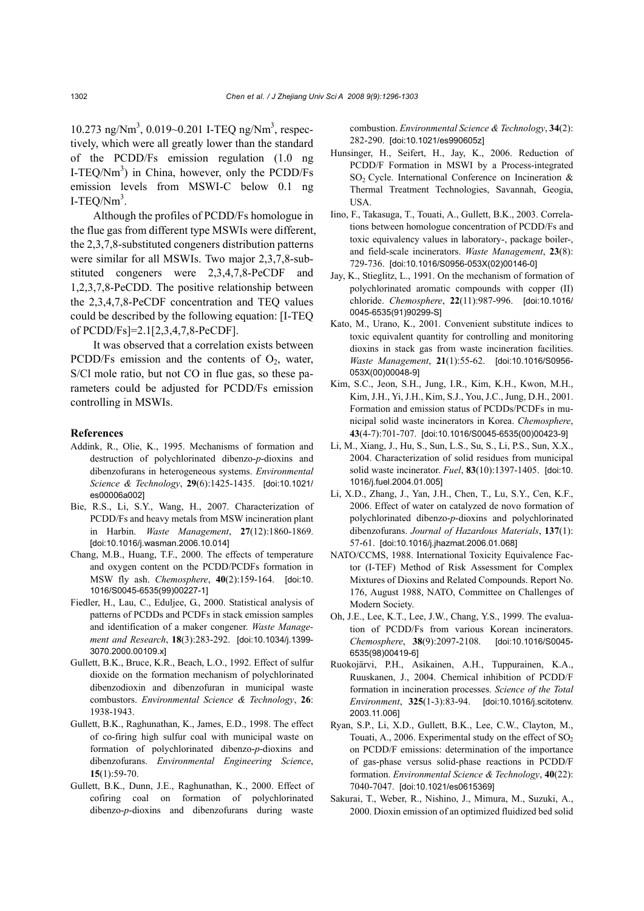10.273 ng/$Nm^3$, 0.019~0.201 I-TEQ ng/$Nm^3$, respectively, which were all greatly lower than the standard of the PCDD/Fs emission regulation (1.0 ng I-TEQ/$Nm^3$) in China, however, only the PCDD/Fs emission levels from MSWI-C below 0.1 ng I-TEQ/$Nm^3$.

Although the profiles of PCDD/Fs homologue in the flue gas from different type MSWIs were different, the 2,3,7,8-substituted congeners distribution patterns were similar for all MSWIs. Two major 2,3,7,8-substituted congeners were 2,3,4,7,8-PeCDF and 1,2,3,7,8-PeCDD. The positive relationship between the 2,3,4,7,8-PeCDF concentration and TEQ values could be described by the following equation: [I-TEQ of PCDD/Fs]=2.1[2,3,4,7,8-PeCDF].

It was observed that a correlation exists between PCDD/Fs emission and the contents of $O_2$, water, S/Cl mole ratio, but not CO in flue gas, so these parameters could be adjusted for PCDD/Fs emission controlling in MSWIs.

## References

Addink, R., Olie, K., 1995. Mechanisms of formation and destruction of polychlorinated dibenzo-*p*-dioxins and dibenzofurans in heterogeneous systems. *Environmental Science & Technology*, **29**(6):1425-1435. [doi:10.1021/es00006a002]

Bie, R.S., Li, S.Y., Wang, H., 2007. Characterization of PCDD/Fs and heavy metals from MSW incineration plant in Harbin. *Waste Management*, **27**(12):1860-1869. [doi:10.1016/j.wasman.2006.10.014]

Chang, M.B., Huang, T.F., 2000. The effects of temperature and oxygen content on the PCDD/PCDFs formation in MSW fly ash. *Chemosphere*, **40**(2):159-164. [doi:10.1016/S0045-6535(99)00227-1]

Fiedler, H., Lau, C., Eduljee, G., 2000. Statistical analysis of patterns of PCDDs and PCDFs in stack emission samples and identification of a maker congener. *Waste Management and Research*, **18**(3):283-292. [doi:10.1034/j.1399-3070.2000.00109.x]

Gullett, B.K., Bruce, K.R., Beach, L.O., 1992. Effect of sulfur dioxide on the formation mechanism of polychlorinated dibenzodioxin and dibenzofuran in municipal waste combustors. *Environmental Science & Technology*, **26**: 1938-1943.

Gullett, B.K., Raghunathan, K., James, E.D., 1998. The effect of co-firing high sulfur coal with municipal waste on formation of polychlorinated dibenzo-*p*-dioxins and dibenzofurans. *Environmental Engineering Science*, **15**(1):59-70.

Gullett, B.K., Dunn, J.E., Raghunathan, K., 2000. Effect of cofiring coal on formation of polychlorinated dibenzo-*p*-dioxins and dibenzofurans during waste combustion. *Environmental Science & Technology*, **34**(2): 282-290. [doi:10.1021/es990605z]

Hunsinger, H., Seifert, H., Jay, K., 2006. Reduction of PCDD/F Formation in MSWI by a Process-integrated $SO_2$ Cycle. International Conference on Incineration & Thermal Treatment Technologies, Savannah, Geogia, USA.

Iino, F., Takasuga, T., Touati, A., Gullett, B.K., 2003. Correlations between homologue concentration of PCDD/Fs and toxic equivalency values in laboratory-, package boiler-, and field-scale incinerators. *Waste Management*, **23**(8): 729-736. [doi:10.1016/S0956-053X(02)00146-0]

Jay, K., Stieglitz, L., 1991. On the mechanism of formation of polychlorinated aromatic compounds with copper (II) chloride. *Chemosphere*, **22**(11):987-996. [doi:10.1016/0045-6535(91)90299-S]

Kato, M., Urano, K., 2001. Convenient substitute indices to toxic equivalent quantity for controlling and monitoring dioxins in stack gas from waste incineration facilities. *Waste Management*, **21**(1):55-62. [doi:10.1016/S0956-053X(00)00048-9]

Kim, S.C., Jeon, S.H., Jung, I.R., Kim, K.H., Kwon, M.H., Kim, J.H., Yi, J.H., Kim, S.J., You, J.C., Jung, D.H., 2001. Formation and emission status of PCDDs/PCDFs in municipal solid waste incinerators in Korea. *Chemosphere*, **43**(4-7):701-707. [doi:10.1016/S0045-6535(00)00423-9]

Li, M., Xiang, J., Hu, S., Sun, L.S., Su, S., Li, P.S., Sun, X.X., 2004. Characterization of solid residues from municipal solid waste incinerator. *Fuel*, **83**(10):1397-1405. [doi:10.1016/j.fuel.2004.01.005]

Li, X.D., Zhang, J., Yan, J.H., Chen, T., Lu, S.Y., Cen, K.F., 2006. Effect of water on catalyzed de novo formation of polychlorinated dibenzo-*p*-dioxins and polychlorinated dibenzofurans. *Journal of Hazardous Materials*, **137**(1): 57-61. [doi:10.1016/j.jhazmat.2006.01.068]

NATO/CCMS, 1988. International Toxicity Equivalence Factor (I-TEF) Method of Risk Assessment for Complex Mixtures of Dioxins and Related Compounds. Report No. 176, August 1988, NATO, Committee on Challenges of Modern Society.

Oh, J.E., Lee, K.T., Lee, J.W., Chang, Y.S., 1999. The evaluation of PCDD/Fs from various Korean incinerators. *Chemosphere*, **38**(9):2097-2108. [doi:10.1016/S0045-6535(98)00419-6]

Ruokojärvi, P.H., Asikainen, A.H., Tuppurainen, K.A., Ruuskanen, J., 2004. Chemical inhibition of PCDD/F formation in incineration processes. *Science of the Total Environment*, **325**(1-3):83-94. [doi:10.1016/j.scitotenv.2003.11.006]

Ryan, S.P., Li, X.D., Gullett, B.K., Lee, C.W., Clayton, M., Touati, A., 2006. Experimental study on the effect of $SO_2$ on PCDD/F emissions: determination of the importance of gas-phase versus solid-phase reactions in PCDD/F formation. *Environmental Science & Technology*, **40**(22): 7040-7047. [doi:10.1021/es0615369]

Sakurai, T., Weber, R., Nishino, J., Mimura, M., Suzuki, A., 2000. Dioxin emission of an optimized fluidized bed solid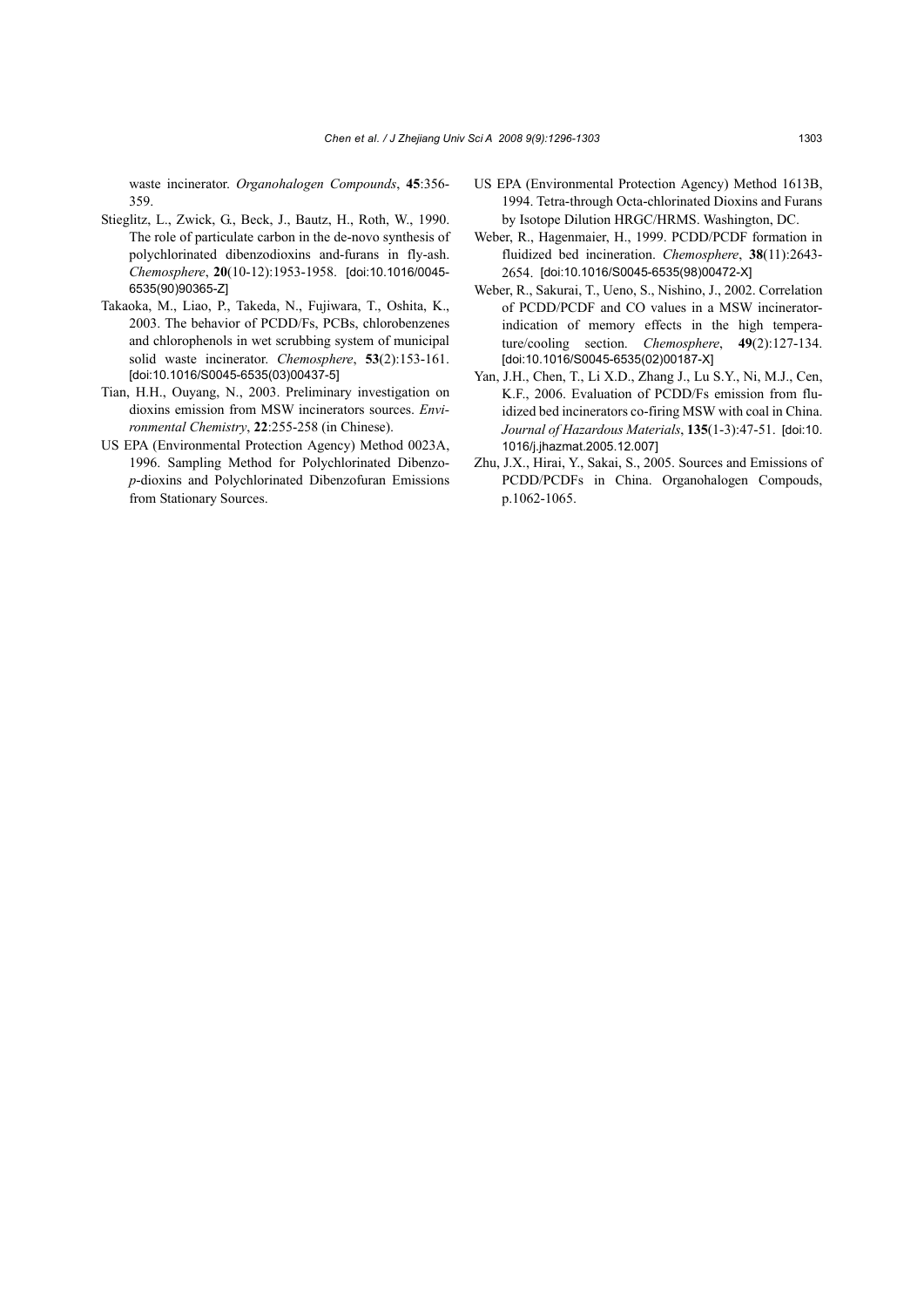waste incinerator. *Organohalogen Compounds*, **45**:356-359.

Stieglitz, L., Zwick, G., Beck, J., Bautz, H., Roth, W., 1990. The role of particulate carbon in the de-novo synthesis of polychlorinated dibenzodioxins and-furans in fly-ash. *Chemosphere*, **20**(10-12):1953-1958. [doi:10.1016/0045-6535(90)90365-Z]

Takaoka, M., Liao, P., Takeda, N., Fujiwara, T., Oshita, K., 2003. The behavior of PCDD/Fs, PCBs, chlorobenzenes and chlorophenols in wet scrubbing system of municipal solid waste incinerator. *Chemosphere*, **53**(2):153-161. [doi:10.1016/S0045-6535(03)00437-5]

Tian, H.H., Ouyang, N., 2003. Preliminary investigation on dioxins emission from MSW incinerators sources. *Environmental Chemistry*, **22**:255-258 (in Chinese).

US EPA (Environmental Protection Agency) Method 0023A, 1996. Sampling Method for Polychlorinated Dibenzo-*p*-dioxins and Polychlorinated Dibenzofuran Emissions from Stationary Sources.

US EPA (Environmental Protection Agency) Method 1613B, 1994. Tetra-through Octa-chlorinated Dioxins and Furans by Isotope Dilution HRGC/HRMS. Washington, DC.

Weber, R., Hagenmaier, H., 1999. PCDD/PCDF formation in fluidized bed incineration. *Chemosphere*, **38**(11):2643-2654. [doi:10.1016/S0045-6535(98)00472-X]

Weber, R., Sakurai, T., Ueno, S., Nishino, J., 2002. Correlation of PCDD/PCDF and CO values in a MSW incinerator-indication of memory effects in the high temperature/cooling section. *Chemosphere*, **49**(2):127-134. [doi:10.1016/S0045-6535(02)00187-X]

Yan, J.H., Chen, T., Li X.D., Zhang J., Lu S.Y., Ni, M.J., Cen, K.F., 2006. Evaluation of PCDD/Fs emission from fluidized bed incinerators co-firing MSW with coal in China. *Journal of Hazardous Materials*, **135**(1-3):47-51. [doi:10.1016/j.jhazmat.2005.12.007]

Zhu, J.X., Hirai, Y., Sakai, S., 2005. Sources and Emissions of PCDD/PCDFs in China. Organohalogen Compouds, p.1062-1065.